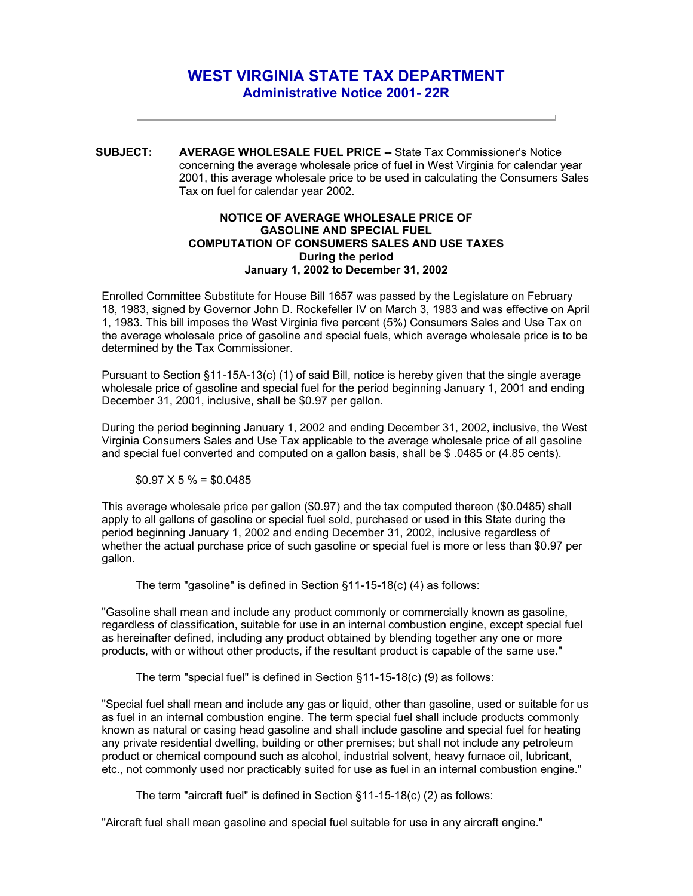# WEST VIRGINIA STATE TAX DEPARTMENT
## Administrative Notice 2001- 22R

**SUBJECT:** **AVERAGE WHOLESALE FUEL PRICE --** State Tax Commissioner's Notice concerning the average wholesale price of fuel in West Virginia for calendar year 2001, this average wholesale price to be used in calculating the Consumers Sales Tax on fuel for calendar year 2002.

**NOTICE OF AVERAGE WHOLESALE PRICE OF GASOLINE AND SPECIAL FUEL COMPUTATION OF CONSUMERS SALES AND USE TAXES During the period January 1, 2002 to December 31, 2002**

Enrolled Committee Substitute for House Bill 1657 was passed by the Legislature on February 18, 1983, signed by Governor John D. Rockefeller IV on March 3, 1983 and was effective on April 1, 1983. This bill imposes the West Virginia five percent (5%) Consumers Sales and Use Tax on the average wholesale price of gasoline and special fuels, which average wholesale price is to be determined by the Tax Commissioner.

Pursuant to Section §11-15A-13(c) (1) of said Bill, notice is hereby given that the single average wholesale price of gasoline and special fuel for the period beginning January 1, 2001 and ending December 31, 2001, inclusive, shall be $0.97 per gallon.

During the period beginning January 1, 2002 and ending December 31, 2002, inclusive, the West Virginia Consumers Sales and Use Tax applicable to the average wholesale price of all gasoline and special fuel converted and computed on a gallon basis, shall be $ .0485 or (4.85 cents).

$0.97 X 5 % = $0.0485

This average wholesale price per gallon ($0.97) and the tax computed thereon ($0.0485) shall apply to all gallons of gasoline or special fuel sold, purchased or used in this State during the period beginning January 1, 2002 and ending December 31, 2002, inclusive regardless of whether the actual purchase price of such gasoline or special fuel is more or less than $0.97 per gallon.

The term "gasoline" is defined in Section §11-15-18(c) (4) as follows:

"Gasoline shall mean and include any product commonly or commercially known as gasoline, regardless of classification, suitable for use in an internal combustion engine, except special fuel as hereinafter defined, including any product obtained by blending together any one or more products, with or without other products, if the resultant product is capable of the same use."

The term "special fuel" is defined in Section §11-15-18(c) (9) as follows:

"Special fuel shall mean and include any gas or liquid, other than gasoline, used or suitable for us as fuel in an internal combustion engine. The term special fuel shall include products commonly known as natural or casing head gasoline and shall include gasoline and special fuel for heating any private residential dwelling, building or other premises; but shall not include any petroleum product or chemical compound such as alcohol, industrial solvent, heavy furnace oil, lubricant, etc., not commonly used nor practicably suited for use as fuel in an internal combustion engine."

The term "aircraft fuel" is defined in Section §11-15-18(c) (2) as follows:

"Aircraft fuel shall mean gasoline and special fuel suitable for use in any aircraft engine."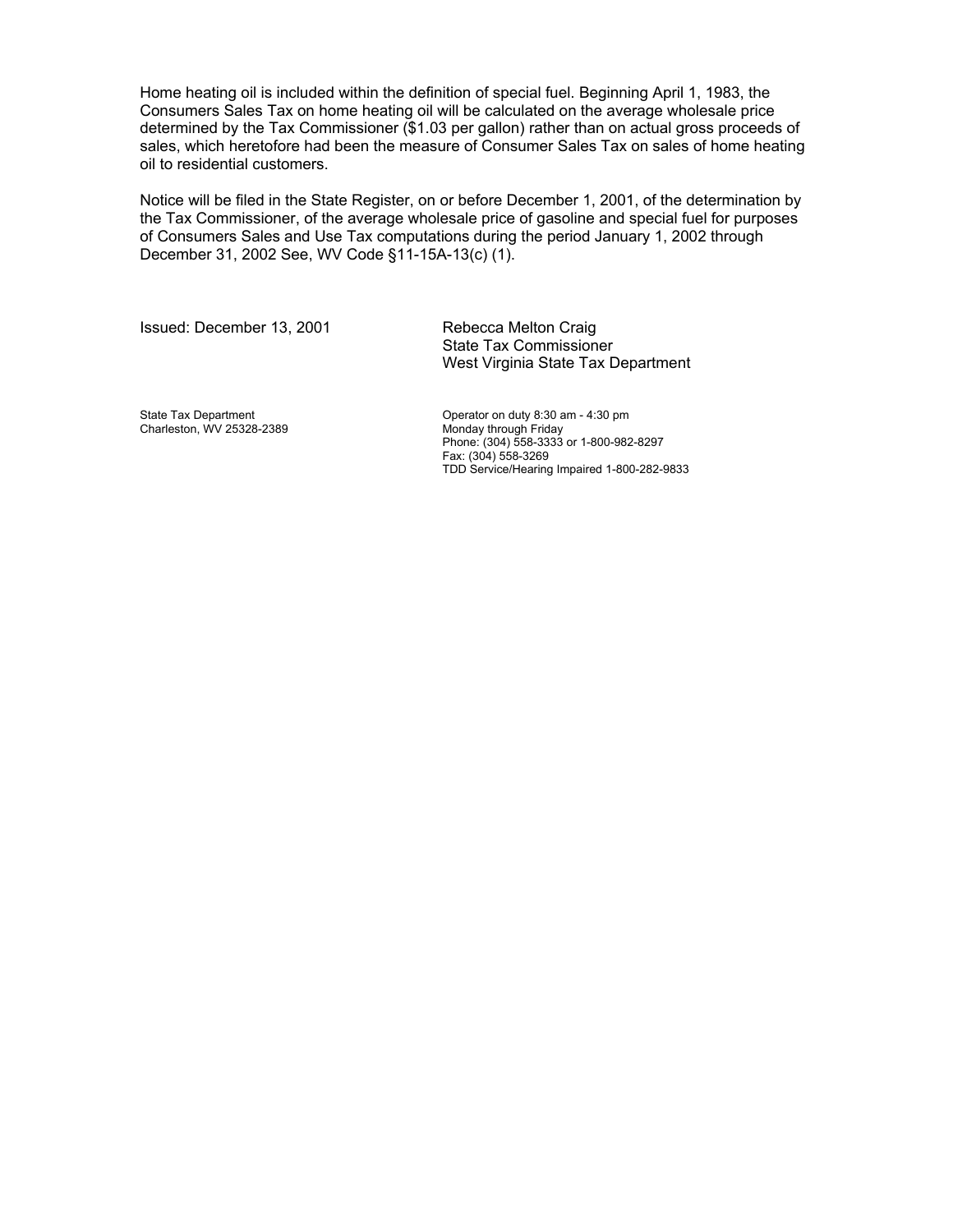Home heating oil is included within the definition of special fuel. Beginning April 1, 1983, the Consumers Sales Tax on home heating oil will be calculated on the average wholesale price determined by the Tax Commissioner ($1.03 per gallon) rather than on actual gross proceeds of sales, which heretofore had been the measure of Consumer Sales Tax on sales of home heating oil to residential customers.

Notice will be filed in the State Register, on or before December 1, 2001, of the determination by the Tax Commissioner, of the average wholesale price of gasoline and special fuel for purposes of Consumers Sales and Use Tax computations during the period January 1, 2002 through December 31, 2002 See, WV Code §11-15A-13(c) (1).

Issued: December 13, 2001

Rebecca Melton Craig
State Tax Commissioner
West Virginia State Tax Department

State Tax Department
Charleston, WV 25328-2389

Operator on duty 8:30 am - 4:30 pm
Monday through Friday
Phone: (304) 558-3333 or 1-800-982-8297
Fax: (304) 558-3269
TDD Service/Hearing Impaired 1-800-282-9833